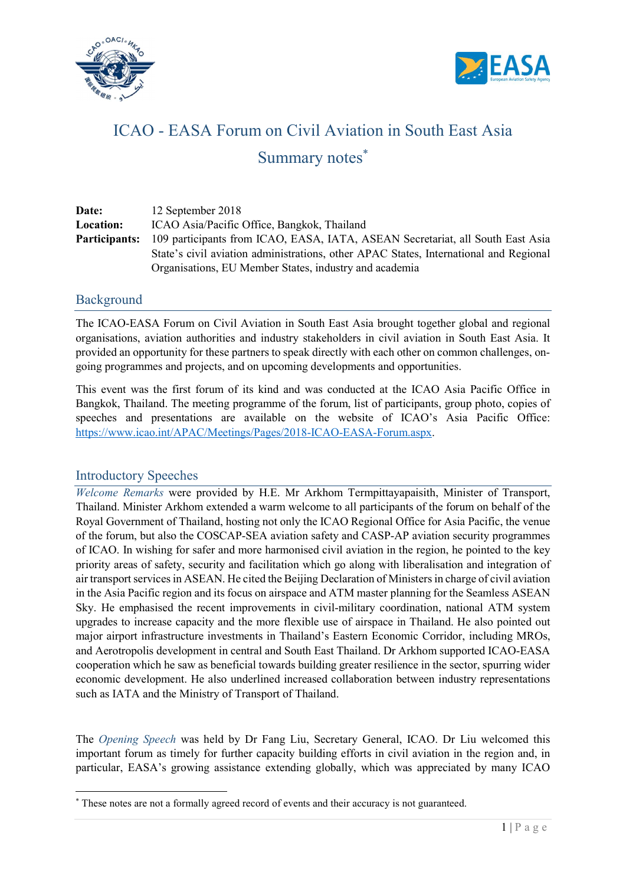# ICAO - EASA Forum on Civil Aviation in South East Asia

## Summary notes*

**Date:** 12 September 2018

**Location:** ICAO Asia/Pacific Office, Bangkok, Thailand

**Participants:** 109 participants from ICAO, EASA, IATA, ASEAN Secretariat, all South East Asia State's civil aviation administrations, other APAC States, International and Regional Organisations, EU Member States, industry and academia

## Background

The ICAO-EASA Forum on Civil Aviation in South East Asia brought together global and regional organisations, aviation authorities and industry stakeholders in civil aviation in South East Asia. It provided an opportunity for these partners to speak directly with each other on common challenges, on-going programmes and projects, and on upcoming developments and opportunities.

This event was the first forum of its kind and was conducted at the ICAO Asia Pacific Office in Bangkok, Thailand. The meeting programme of the forum, list of participants, group photo, copies of speeches and presentations are available on the website of ICAO's Asia Pacific Office: https://www.icao.int/APAC/Meetings/Pages/2018-ICAO-EASA-Forum.aspx.

## Introductory Speeches

*Welcome Remarks* were provided by H.E. Mr Arkhom Termpittayapaisith, Minister of Transport, Thailand. Minister Arkhom extended a warm welcome to all participants of the forum on behalf of the Royal Government of Thailand, hosting not only the ICAO Regional Office for Asia Pacific, the venue of the forum, but also the COSCAP-SEA aviation safety and CASP-AP aviation security programmes of ICAO. In wishing for safer and more harmonised civil aviation in the region, he pointed to the key priority areas of safety, security and facilitation which go along with liberalisation and integration of air transport services in ASEAN. He cited the Beijing Declaration of Ministers in charge of civil aviation in the Asia Pacific region and its focus on airspace and ATM master planning for the Seamless ASEAN Sky. He emphasised the recent improvements in civil-military coordination, national ATM system upgrades to increase capacity and the more flexible use of airspace in Thailand. He also pointed out major airport infrastructure investments in Thailand's Eastern Economic Corridor, including MROs, and Aerotropolis development in central and South East Thailand. Dr Arkhom supported ICAO-EASA cooperation which he saw as beneficial towards building greater resilience in the sector, spurring wider economic development. He also underlined increased collaboration between industry representations such as IATA and the Ministry of Transport of Thailand.

The *Opening Speech* was held by Dr Fang Liu, Secretary General, ICAO. Dr Liu welcomed this important forum as timely for further capacity building efforts in civil aviation in the region and, in particular, EASA's growing assistance extending globally, which was appreciated by many ICAO

---

* These notes are not a formally agreed record of events and their accuracy is not guaranteed.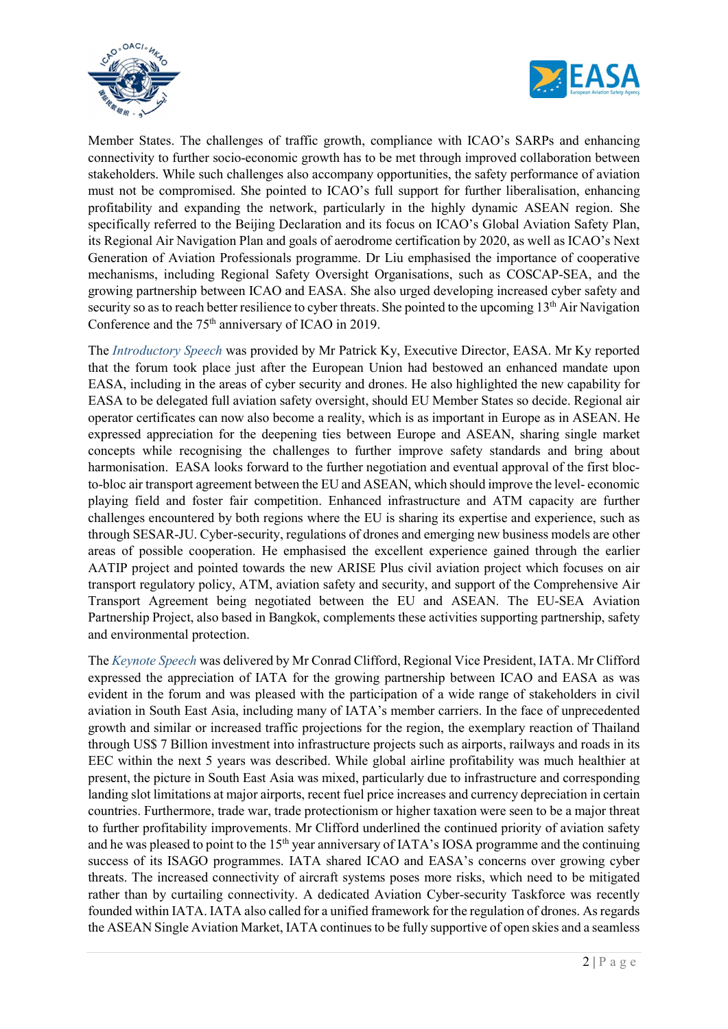Member States. The challenges of traffic growth, compliance with ICAO's SARPs and enhancing connectivity to further socio-economic growth has to be met through improved collaboration between stakeholders. While such challenges also accompany opportunities, the safety performance of aviation must not be compromised. She pointed to ICAO's full support for further liberalisation, enhancing profitability and expanding the network, particularly in the highly dynamic ASEAN region. She specifically referred to the Beijing Declaration and its focus on ICAO's Global Aviation Safety Plan, its Regional Air Navigation Plan and goals of aerodrome certification by 2020, as well as ICAO's Next Generation of Aviation Professionals programme. Dr Liu emphasised the importance of cooperative mechanisms, including Regional Safety Oversight Organisations, such as COSCAP-SEA, and the growing partnership between ICAO and EASA. She also urged developing increased cyber safety and security so as to reach better resilience to cyber threats. She pointed to the upcoming 13th Air Navigation Conference and the 75th anniversary of ICAO in 2019.

The *Introductory Speech* was provided by Mr Patrick Ky, Executive Director, EASA. Mr Ky reported that the forum took place just after the European Union had bestowed an enhanced mandate upon EASA, including in the areas of cyber security and drones. He also highlighted the new capability for EASA to be delegated full aviation safety oversight, should EU Member States so decide. Regional air operator certificates can now also become a reality, which is as important in Europe as in ASEAN. He expressed appreciation for the deepening ties between Europe and ASEAN, sharing single market concepts while recognising the challenges to further improve safety standards and bring about harmonisation. EASA looks forward to the further negotiation and eventual approval of the first bloc-to-bloc air transport agreement between the EU and ASEAN, which should improve the level- economic playing field and foster fair competition. Enhanced infrastructure and ATM capacity are further challenges encountered by both regions where the EU is sharing its expertise and experience, such as through SESAR-JU. Cyber-security, regulations of drones and emerging new business models are other areas of possible cooperation. He emphasised the excellent experience gained through the earlier AATIP project and pointed towards the new ARISE Plus civil aviation project which focuses on air transport regulatory policy, ATM, aviation safety and security, and support of the Comprehensive Air Transport Agreement being negotiated between the EU and ASEAN. The EU-SEA Aviation Partnership Project, also based in Bangkok, complements these activities supporting partnership, safety and environmental protection.

The *Keynote Speech* was delivered by Mr Conrad Clifford, Regional Vice President, IATA. Mr Clifford expressed the appreciation of IATA for the growing partnership between ICAO and EASA as was evident in the forum and was pleased with the participation of a wide range of stakeholders in civil aviation in South East Asia, including many of IATA's member carriers. In the face of unprecedented growth and similar or increased traffic projections for the region, the exemplary reaction of Thailand through US$ 7 Billion investment into infrastructure projects such as airports, railways and roads in its EEC within the next 5 years was described. While global airline profitability was much healthier at present, the picture in South East Asia was mixed, particularly due to infrastructure and corresponding landing slot limitations at major airports, recent fuel price increases and currency depreciation in certain countries. Furthermore, trade war, trade protectionism or higher taxation were seen to be a major threat to further profitability improvements. Mr Clifford underlined the continued priority of aviation safety and he was pleased to point to the 15th year anniversary of IATA's IOSA programme and the continuing success of its ISAGO programmes. IATA shared ICAO and EASA's concerns over growing cyber threats. The increased connectivity of aircraft systems poses more risks, which need to be mitigated rather than by curtailing connectivity. A dedicated Aviation Cyber-security Taskforce was recently founded within IATA. IATA also called for a unified framework for the regulation of drones. As regards the ASEAN Single Aviation Market, IATA continues to be fully supportive of open skies and a seamless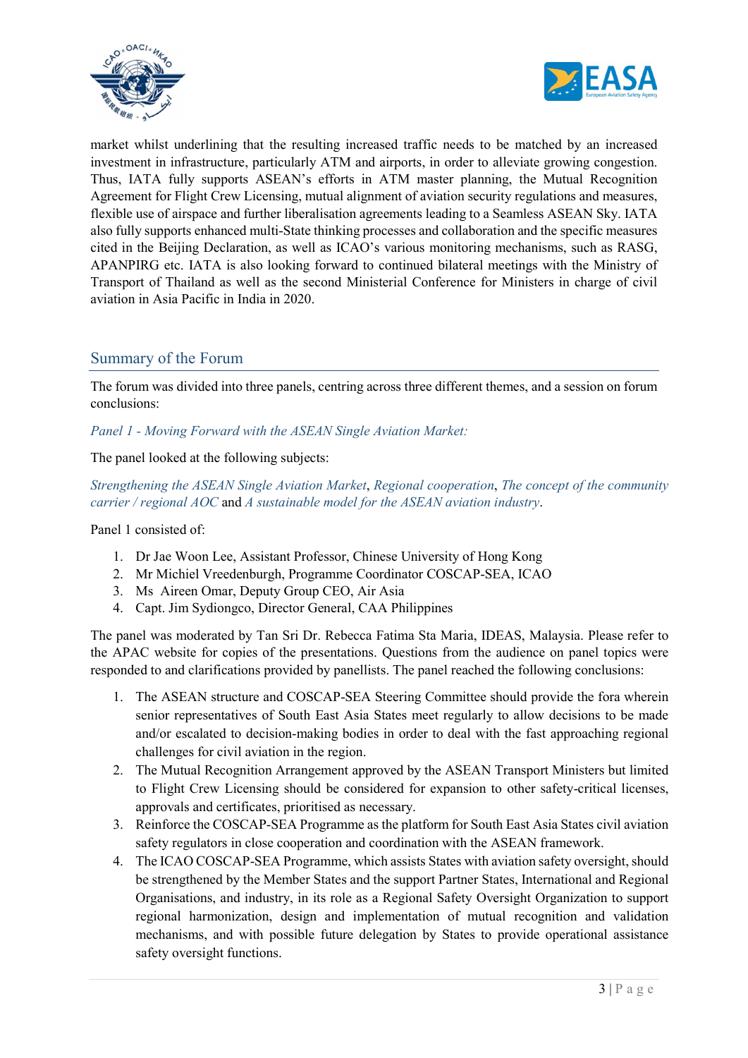market whilst underlining that the resulting increased traffic needs to be matched by an increased investment in infrastructure, particularly ATM and airports, in order to alleviate growing congestion. Thus, IATA fully supports ASEAN's efforts in ATM master planning, the Mutual Recognition Agreement for Flight Crew Licensing, mutual alignment of aviation security regulations and measures, flexible use of airspace and further liberalisation agreements leading to a Seamless ASEAN Sky. IATA also fully supports enhanced multi-State thinking processes and collaboration and the specific measures cited in the Beijing Declaration, as well as ICAO's various monitoring mechanisms, such as RASG, APANPIRG etc. IATA is also looking forward to continued bilateral meetings with the Ministry of Transport of Thailand as well as the second Ministerial Conference for Ministers in charge of civil aviation in Asia Pacific in India in 2020.

## Summary of the Forum

The forum was divided into three panels, centring across three different themes, and a session on forum conclusions:

*Panel 1 - Moving Forward with the ASEAN Single Aviation Market:*

The panel looked at the following subjects:

*Strengthening the ASEAN Single Aviation Market*, *Regional cooperation*, *The concept of the community carrier / regional AOC* and *A sustainable model for the ASEAN aviation industry*.

Panel 1 consisted of:

1. Dr Jae Woon Lee, Assistant Professor, Chinese University of Hong Kong
2. Mr Michiel Vreedenburgh, Programme Coordinator COSCAP-SEA, ICAO
3. Ms Aireen Omar, Deputy Group CEO, Air Asia
4. Capt. Jim Sydiongco, Director General, CAA Philippines

The panel was moderated by Tan Sri Dr. Rebecca Fatima Sta Maria, IDEAS, Malaysia. Please refer to the APAC website for copies of the presentations. Questions from the audience on panel topics were responded to and clarifications provided by panellists. The panel reached the following conclusions:

1. The ASEAN structure and COSCAP-SEA Steering Committee should provide the fora wherein senior representatives of South East Asia States meet regularly to allow decisions to be made and/or escalated to decision-making bodies in order to deal with the fast approaching regional challenges for civil aviation in the region.
2. The Mutual Recognition Arrangement approved by the ASEAN Transport Ministers but limited to Flight Crew Licensing should be considered for expansion to other safety-critical licenses, approvals and certificates, prioritised as necessary.
3. Reinforce the COSCAP-SEA Programme as the platform for South East Asia States civil aviation safety regulators in close cooperation and coordination with the ASEAN framework.
4. The ICAO COSCAP-SEA Programme, which assists States with aviation safety oversight, should be strengthened by the Member States and the support Partner States, International and Regional Organisations, and industry, in its role as a Regional Safety Oversight Organization to support regional harmonization, design and implementation of mutual recognition and validation mechanisms, and with possible future delegation by States to provide operational assistance safety oversight functions.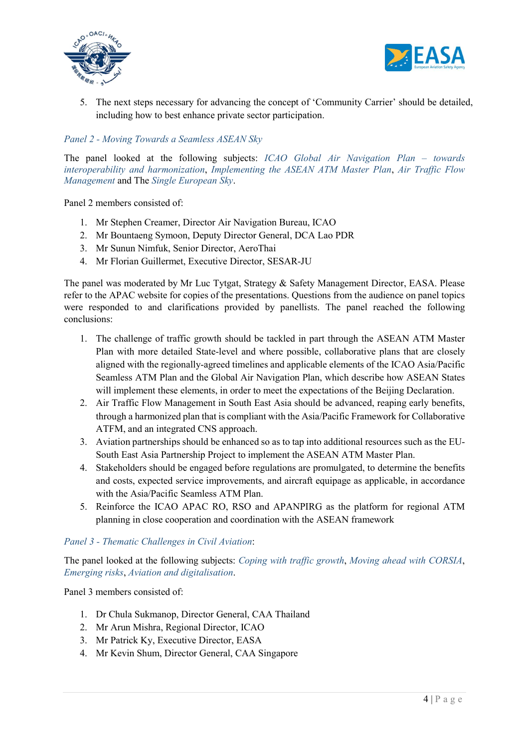5. The next steps necessary for advancing the concept of 'Community Carrier' should be detailed, including how to best enhance private sector participation.

*Panel 2 - Moving Towards a Seamless ASEAN Sky*

The panel looked at the following subjects: *ICAO Global Air Navigation Plan – towards interoperability and harmonization*, *Implementing the ASEAN ATM Master Plan*, *Air Traffic Flow Management* and The *Single European Sky*.

Panel 2 members consisted of:

1. Mr Stephen Creamer, Director Air Navigation Bureau, ICAO
2. Mr Bountaeng Symoon, Deputy Director General, DCA Lao PDR
3. Mr Sunun Nimfuk, Senior Director, AeroThai
4. Mr Florian Guillermet, Executive Director, SESAR-JU

The panel was moderated by Mr Luc Tytgat, Strategy & Safety Management Director, EASA. Please refer to the APAC website for copies of the presentations. Questions from the audience on panel topics were responded to and clarifications provided by panellists. The panel reached the following conclusions:

1. The challenge of traffic growth should be tackled in part through the ASEAN ATM Master Plan with more detailed State-level and where possible, collaborative plans that are closely aligned with the regionally-agreed timelines and applicable elements of the ICAO Asia/Pacific Seamless ATM Plan and the Global Air Navigation Plan, which describe how ASEAN States will implement these elements, in order to meet the expectations of the Beijing Declaration.
2. Air Traffic Flow Management in South East Asia should be advanced, reaping early benefits, through a harmonized plan that is compliant with the Asia/Pacific Framework for Collaborative ATFM, and an integrated CNS approach.
3. Aviation partnerships should be enhanced so as to tap into additional resources such as the EU-South East Asia Partnership Project to implement the ASEAN ATM Master Plan.
4. Stakeholders should be engaged before regulations are promulgated, to determine the benefits and costs, expected service improvements, and aircraft equipage as applicable, in accordance with the Asia/Pacific Seamless ATM Plan.
5. Reinforce the ICAO APAC RO, RSO and APANPIRG as the platform for regional ATM planning in close cooperation and coordination with the ASEAN framework

*Panel 3 - Thematic Challenges in Civil Aviation*:

The panel looked at the following subjects: *Coping with traffic growth*, *Moving ahead with CORSIA*, *Emerging risks*, *Aviation and digitalisation*.

Panel 3 members consisted of:

1. Dr Chula Sukmanop, Director General, CAA Thailand
2. Mr Arun Mishra, Regional Director, ICAO
3. Mr Patrick Ky, Executive Director, EASA
4. Mr Kevin Shum, Director General, CAA Singapore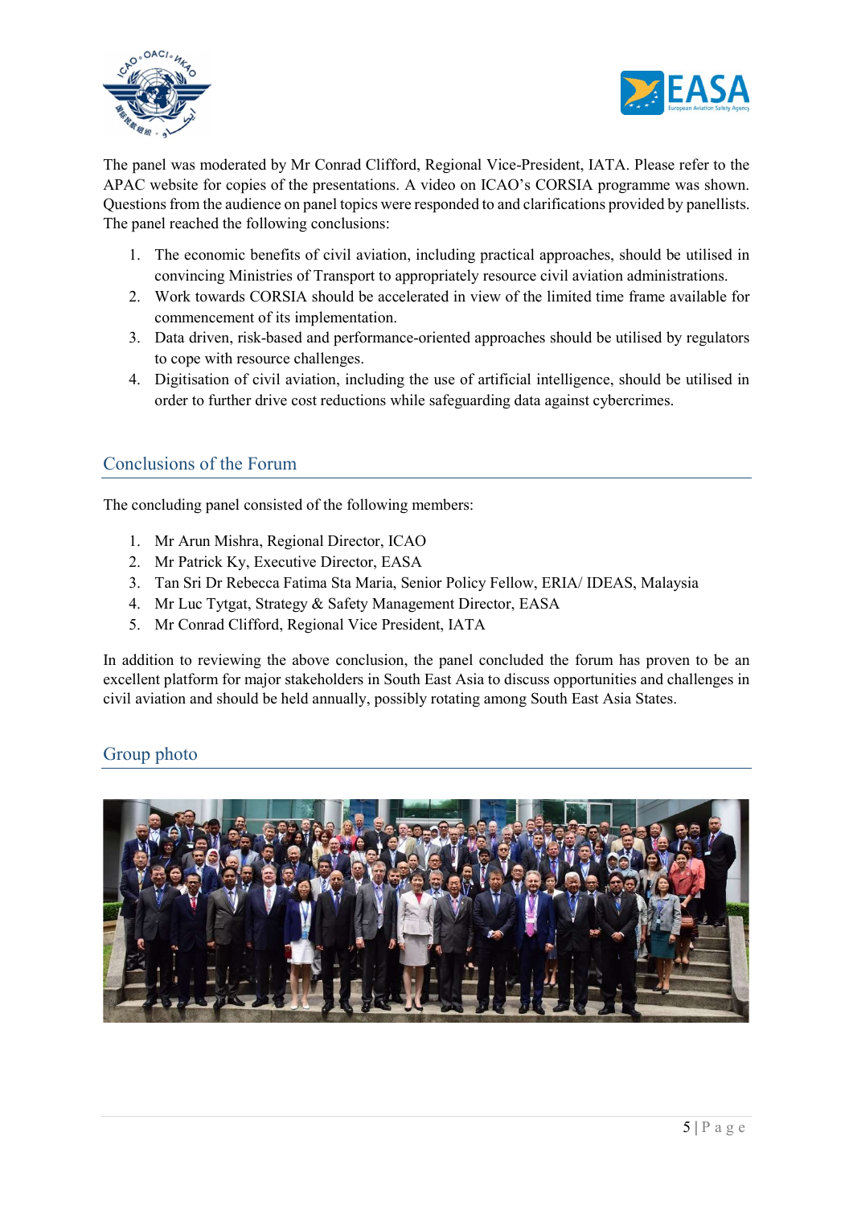The panel was moderated by Mr Conrad Clifford, Regional Vice-President, IATA. Please refer to the APAC website for copies of the presentations. A video on ICAO's CORSIA programme was shown. Questions from the audience on panel topics were responded to and clarifications provided by panellists. The panel reached the following conclusions:

1. The economic benefits of civil aviation, including practical approaches, should be utilised in convincing Ministries of Transport to appropriately resource civil aviation administrations.
2. Work towards CORSIA should be accelerated in view of the limited time frame available for commencement of its implementation.
3. Data driven, risk-based and performance-oriented approaches should be utilised by regulators to cope with resource challenges.
4. Digitisation of civil aviation, including the use of artificial intelligence, should be utilised in order to further drive cost reductions while safeguarding data against cybercrimes.

## Conclusions of the Forum

The concluding panel consisted of the following members:

1. Mr Arun Mishra, Regional Director, ICAO
2. Mr Patrick Ky, Executive Director, EASA
3. Tan Sri Dr Rebecca Fatima Sta Maria, Senior Policy Fellow, ERIA/ IDEAS, Malaysia
4. Mr Luc Tytgat, Strategy & Safety Management Director, EASA
5. Mr Conrad Clifford, Regional Vice President, IATA

In addition to reviewing the above conclusion, the panel concluded the forum has proven to be an excellent platform for major stakeholders in South East Asia to discuss opportunities and challenges in civil aviation and should be held annually, possibly rotating among South East Asia States.

## Group photo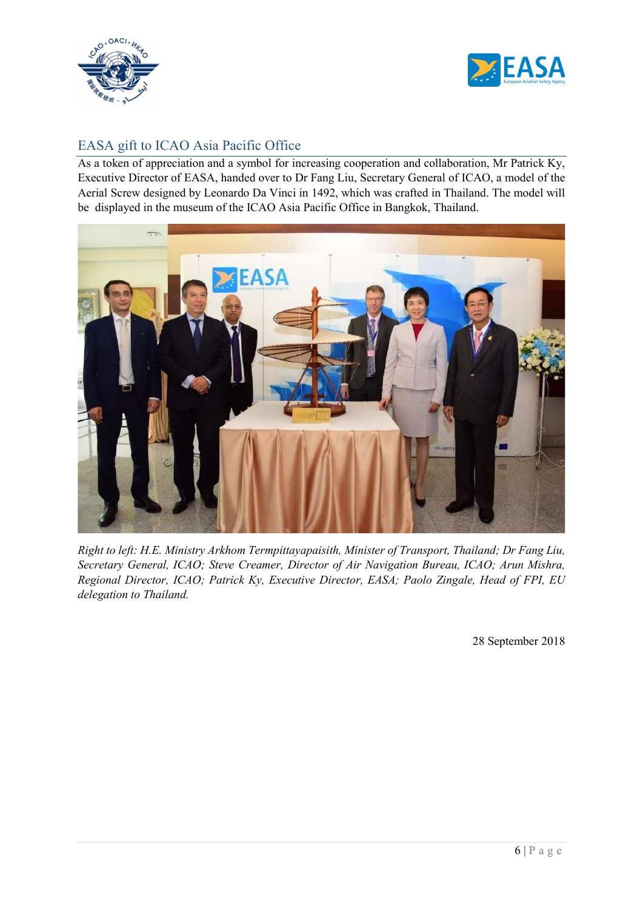## EASA gift to ICAO Asia Pacific Office

As a token of appreciation and a symbol for increasing cooperation and collaboration, Mr Patrick Ky, Executive Director of EASA, handed over to Dr Fang Liu, Secretary General of ICAO, a model of the Aerial Screw designed by Leonardo Da Vinci in 1492, which was crafted in Thailand. The model will be displayed in the museum of the ICAO Asia Pacific Office in Bangkok, Thailand.

*Right to left: H.E. Ministry Arkhom Termpittayapaisith, Minister of Transport, Thailand; Dr Fang Liu, Secretary General, ICAO; Steve Creamer, Director of Air Navigation Bureau, ICAO; Arun Mishra, Regional Director, ICAO; Patrick Ky, Executive Director, EASA; Paolo Zingale, Head of FPI, EU delegation to Thailand.*

28 September 2018